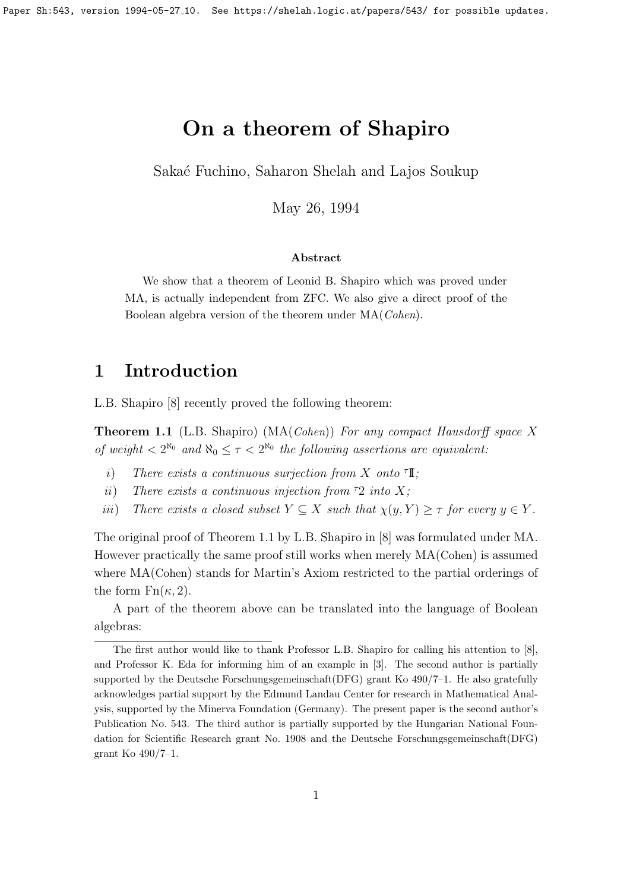# On a theorem of Shapiro

Sakaé Fuchino, Saharon Shelah and Lajos Soukup

May 26, 1994

### Abstract

We show that a theorem of Leonid B. Shapiro which was proved under MA, is actually independent from ZFC. We also give a direct proof of the Boolean algebra version of the theorem under MA(*Cohen*).

## 1 Introduction

L.B. Shapiro [8] recently proved the following theorem:

**Theorem 1.1** (L.B. Shapiro) (MA(*Cohen*)) *For any compact Hausdorff space $X$ of weight $< 2^{\aleph_0}$ and $\aleph_0 \leq \tau < 2^{\aleph_0}$ the following assertions are equivalent:*

*i*) *There exists a continuous surjection from $X$ onto ${}^{\tau}\mathbb{I}$;*

*ii*) *There exists a continuous injection from ${}^{\tau}2$ into $X$;*

*iii*) *There exists a closed subset $Y \subseteq X$ such that $\chi(y, Y) \geq \tau$ for every $y \in Y$.*

The original proof of Theorem 1.1 by L.B. Shapiro in [8] was formulated under MA. However practically the same proof still works when merely MA(Cohen) is assumed where MA(Cohen) stands for Martin's Axiom restricted to the partial orderings of the form $\mathrm{Fn}(\kappa, 2)$.

A part of the theorem above can be translated into the language of Boolean algebras:

---

The first author would like to thank Professor L.B. Shapiro for calling his attention to [8], and Professor K. Eda for informing him of an example in [3]. The second author is partially supported by the Deutsche Forschungsgemeinschaft(DFG) grant Ko 490/7–1. He also gratefully acknowledges partial support by the Edmund Landau Center for research in Mathematical Analysis, supported by the Minerva Foundation (Germany). The present paper is the second author's Publication No. 543. The third author is partially supported by the Hungarian National Foundation for Scientific Research grant No. 1908 and the Deutsche Forschungsgemeinschaft(DFG) grant Ko 490/7–1.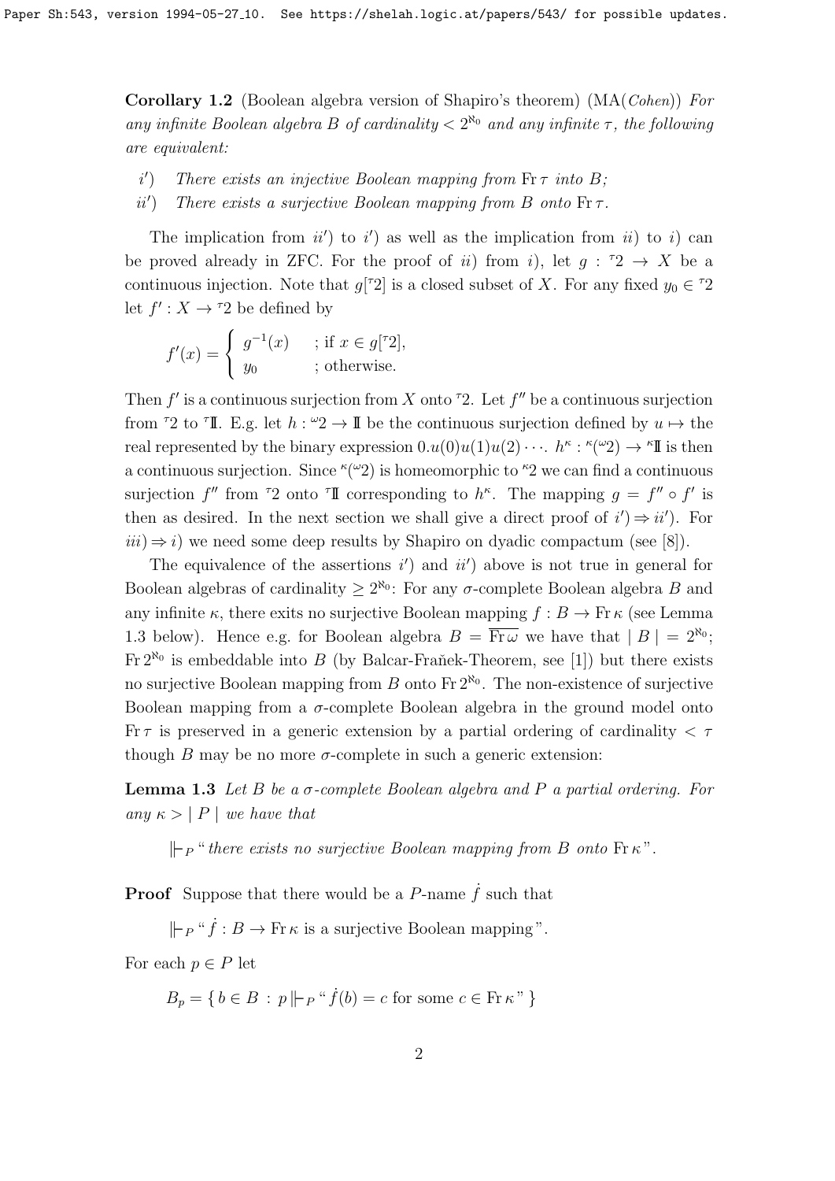**Corollary 1.2** (Boolean algebra version of Shapiro's theorem) (MA(*Cohen*)) *For any infinite Boolean algebra $B$ of cardinality $< 2^{\aleph_0}$ and any infinite $\tau$, the following are equivalent:*

*i′) There exists an injective Boolean mapping from $\mathrm{Fr}\,\tau$ into $B$;*

*ii′) There exists a surjective Boolean mapping from $B$ onto $\mathrm{Fr}\,\tau$.*

The implication from $ii')$ to $i')$ as well as the implication from $ii)$ to $i)$ can be proved already in ZFC. For the proof of $ii)$ from $i)$, let $g : {}^{\tau}2 \to X$ be a continuous injection. Note that $g[{}^{\tau}2]$ is a closed subset of $X$. For any fixed $y_0 \in {}^{\tau}2$ let $f' : X \to {}^{\tau}2$ be defined by

$$f'(x) = \begin{cases} g^{-1}(x) & ; \text{if } x \in g[{}^{\tau}2], \\ y_0 & ; \text{otherwise.} \end{cases}$$

Then $f'$ is a continuous surjection from $X$ onto ${}^{\tau}2$. Let $f''$ be a continuous surjection from ${}^{\tau}2$ to ${}^{\tau}\mathbb{I}$. E.g. let $h : {}^{\omega}2 \to \mathbb{I}$ be the continuous surjection defined by $u \mapsto$ the real represented by the binary expression $0.u(0)u(1)u(2)\cdots$. $h^{\kappa} : {}^{\kappa}({}^{\omega}2) \to {}^{\kappa}\mathbb{I}$ is then a continuous surjection. Since ${}^{\kappa}({}^{\omega}2)$ is homeomorphic to ${}^{\kappa}2$ we can find a continuous surjection $f''$ from ${}^{\tau}2$ onto ${}^{\tau}\mathbb{I}$ corresponding to $h^{\kappa}$. The mapping $g = f'' \circ f'$ is then as desired. In the next section we shall give a direct proof of $i') \Rightarrow ii')$. For $iii) \Rightarrow i)$ we need some deep results by Shapiro on dyadic compactum (see [8]).

The equivalence of the assertions $i')$ and $ii')$ above is not true in general for Boolean algebras of cardinality $\geq 2^{\aleph_0}$: For any $\sigma$-complete Boolean algebra $B$ and any infinite $\kappa$, there exits no surjective Boolean mapping $f : B \to \mathrm{Fr}\,\kappa$ (see Lemma 1.3 below). Hence e.g. for Boolean algebra $B = \overline{\mathrm{Fr}\,\omega}$ we have that $|\,B\,| = 2^{\aleph_0}$; $\mathrm{Fr}\,2^{\aleph_0}$ is embeddable into $B$ (by Balcar-Franěk-Theorem, see [1]) but there exists no surjective Boolean mapping from $B$ onto $\mathrm{Fr}\,2^{\aleph_0}$. The non-existence of surjective Boolean mapping from a $\sigma$-complete Boolean algebra in the ground model onto $\mathrm{Fr}\,\tau$ is preserved in a generic extension by a partial ordering of cardinality $< \tau$ though $B$ may be no more $\sigma$-complete in such a generic extension:

**Lemma 1.3** *Let $B$ be a $\sigma$-complete Boolean algebra and $P$ a partial ordering. For any $\kappa > |\,P\,|$ we have that*

$\Vdash_P$ "*there exists no surjective Boolean mapping from $B$ onto $\mathrm{Fr}\,\kappa$*".

**Proof** Suppose that there would be a $P$-name $\dot{f}$ such that

$\Vdash_P$ "$\dot{f} : B \to \mathrm{Fr}\,\kappa$ is a surjective Boolean mapping".

For each $p \in P$ let

$B_p = \{\, b \in B \,:\, p \Vdash_P$ "$\dot{f}(b) = c$ for some $c \in \mathrm{Fr}\,\kappa$" $\}$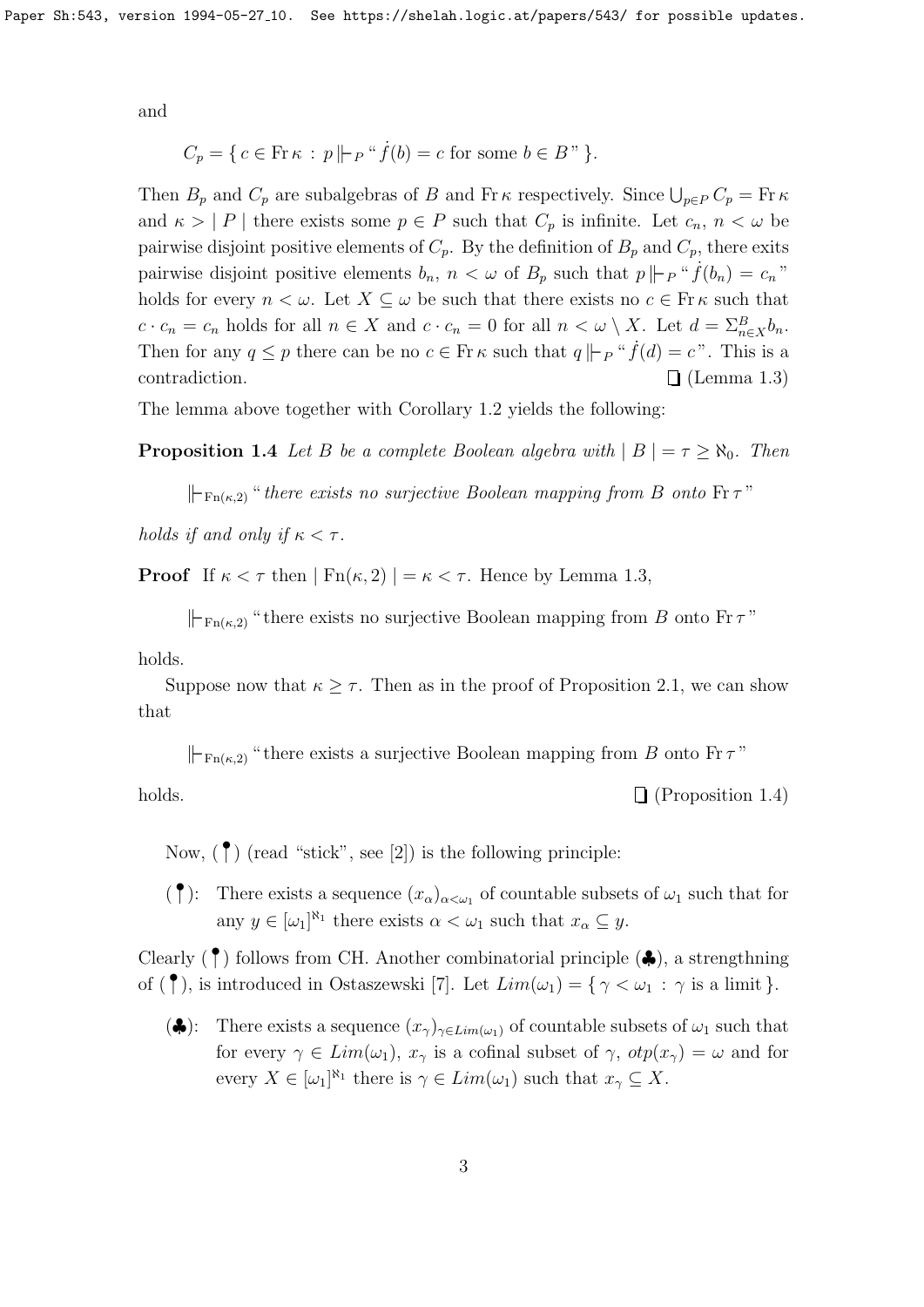and

$$C_p = \{\, c \in \mathrm{Fr}\,\kappa \,:\, p \Vdash_P \text{“}\dot{f}(b) = c \text{ for some } b \in B\text{”}\,\}.$$

Then $B_p$ and $C_p$ are subalgebras of $B$ and $\mathrm{Fr}\,\kappa$ respectively. Since $\bigcup_{p\in P} C_p = \mathrm{Fr}\,\kappa$ and $\kappa > |\,P\,|$ there exists some $p \in P$ such that $C_p$ is infinite. Let $c_n$, $n < \omega$ be pairwise disjoint positive elements of $C_p$. By the definition of $B_p$ and $C_p$, there exits pairwise disjoint positive elements $b_n$, $n < \omega$ of $B_p$ such that $p \Vdash_P$ “$\dot{f}(b_n) = c_n$” holds for every $n < \omega$. Let $X \subseteq \omega$ be such that there exists no $c \in \mathrm{Fr}\,\kappa$ such that $c \cdot c_n = c_n$ holds for all $n \in X$ and $c \cdot c_n = 0$ for all $n < \omega \setminus X$. Let $d = \Sigma^B_{n\in X} b_n$. Then for any $q \leq p$ there can be no $c \in \mathrm{Fr}\,\kappa$ such that $q \Vdash_P$ “$\dot{f}(d) = c$”. This is a contradiction. ❑ (Lemma 1.3)

The lemma above together with Corollary 1.2 yields the following:

**Proposition 1.4** *Let $B$ be a complete Boolean algebra with $|\,B\,| = \tau \geq \aleph_0$. Then*

$$\Vdash_{\mathrm{Fn}(\kappa,2)} \text{“}\textit{there exists no surjective Boolean mapping from } B \textit{ onto } \mathrm{Fr}\,\tau\text{”}$$

*holds if and only if $\kappa < \tau$.*

**Proof** If $\kappa < \tau$ then $|\,\mathrm{Fn}(\kappa, 2)\,| = \kappa < \tau$. Hence by Lemma 1.3,

$$\Vdash_{\mathrm{Fn}(\kappa,2)} \text{“there exists no surjective Boolean mapping from } B \text{ onto } \mathrm{Fr}\,\tau\text{”}$$

holds.

Suppose now that $\kappa \geq \tau$. Then as in the proof of Proposition 2.1, we can show that

$$\Vdash_{\mathrm{Fn}(\kappa,2)} \text{“there exists a surjective Boolean mapping from } B \text{ onto } \mathrm{Fr}\,\tau\text{”}$$

holds. ❑ (Proposition 1.4)

Now, (🍡) (read “stick”, see [2]) is the following principle:

(🍡): There exists a sequence $(x_\alpha)_{\alpha<\omega_1}$ of countable subsets of $\omega_1$ such that for any $y \in [\omega_1]^{\aleph_1}$ there exists $\alpha < \omega_1$ such that $x_\alpha \subseteq y$.

Clearly (🍡) follows from CH. Another combinatorial principle (♣), a strengthning of (🍡), is introduced in Ostaszewski [7]. Let $Lim(\omega_1) = \{\, \gamma < \omega_1 \,:\, \gamma \text{ is a limit}\,\}$.

(♣): There exists a sequence $(x_\gamma)_{\gamma\in Lim(\omega_1)}$ of countable subsets of $\omega_1$ such that for every $\gamma \in Lim(\omega_1)$, $x_\gamma$ is a cofinal subset of $\gamma$, $otp(x_\gamma) = \omega$ and for every $X \in [\omega_1]^{\aleph_1}$ there is $\gamma \in Lim(\omega_1)$ such that $x_\gamma \subseteq X$.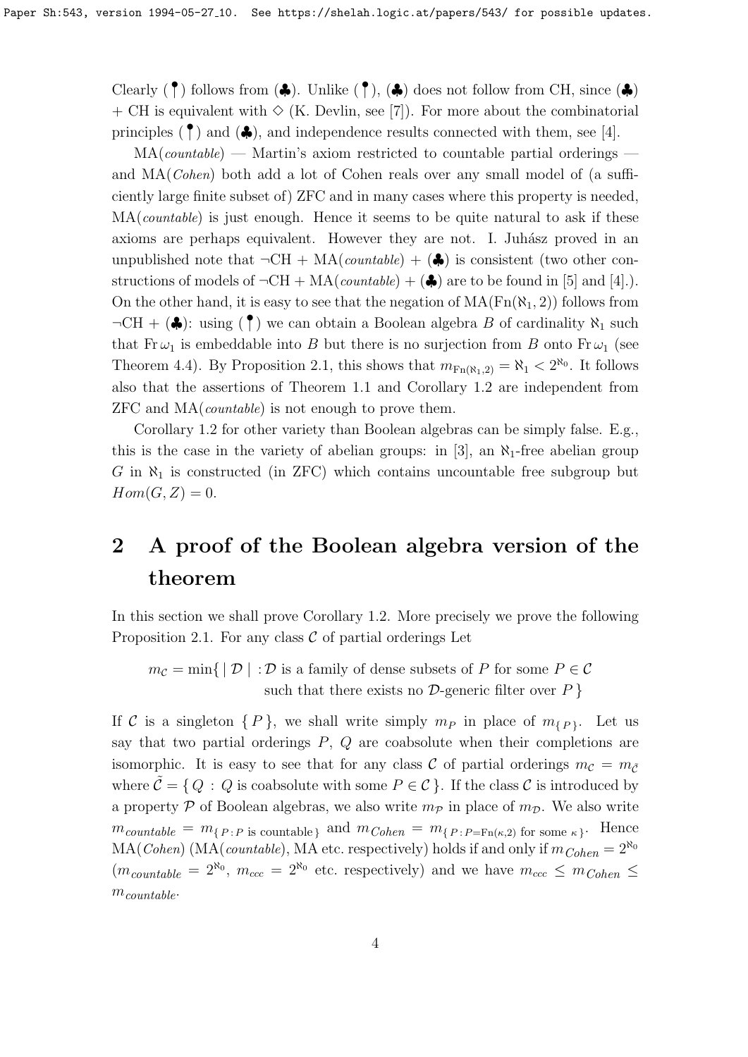Clearly (♠) follows from (♣). Unlike (♠), (♣) does not follow from CH, since (♣) + CH is equivalent with $\diamond$ (K. Devlin, see [7]). For more about the combinatorial principles (♠) and (♣), and independence results connected with them, see [4].

MA(*countable*) — Martin's axiom restricted to countable partial orderings — and MA(*Cohen*) both add a lot of Cohen reals over any small model of (a sufficiently large finite subset of) ZFC and in many cases where this property is needed, MA(*countable*) is just enough. Hence it seems to be quite natural to ask if these axioms are perhaps equivalent. However they are not. I. Juhász proved in an unpublished note that $\neg$CH + MA(*countable*) + (♣) is consistent (two other constructions of models of $\neg$CH + MA(*countable*) + (♣) are to be found in [5] and [4].). On the other hand, it is easy to see that the negation of $\mathrm{MA}(\mathrm{Fn}(\aleph_1, 2))$ follows from $\neg$CH + (♣): using (♠) we can obtain a Boolean algebra $B$ of cardinality $\aleph_1$ such that $\mathrm{Fr}\,\omega_1$ is embeddable into $B$ but there is no surjection from $B$ onto $\mathrm{Fr}\,\omega_1$ (see Theorem 4.4). By Proposition 2.1, this shows that $m_{\mathrm{Fn}(\aleph_1,2)} = \aleph_1 < 2^{\aleph_0}$. It follows also that the assertions of Theorem 1.1 and Corollary 1.2 are independent from ZFC and MA(*countable*) is not enough to prove them.

Corollary 1.2 for other variety than Boolean algebras can be simply false. E.g., this is the case in the variety of abelian groups: in [3], an $\aleph_1$-free abelian group $G$ in $\aleph_1$ is constructed (in ZFC) which contains uncountable free subgroup but $Hom(G, Z) = 0$.

# 2 A proof of the Boolean algebra version of the theorem

In this section we shall prove Corollary 1.2. More precisely we prove the following Proposition 2.1. For any class $\mathcal{C}$ of partial orderings Let

$$m_{\mathcal{C}} = \min\{\, |\,\mathcal{D}\,| \;: \mathcal{D} \text{ is a family of dense subsets of } P \text{ for some } P \in \mathcal{C} \text{ such that there exists no } \mathcal{D}\text{-generic filter over } P\,\}$$

If $\mathcal{C}$ is a singleton $\{\, P\,\}$, we shall write simply $m_P$ in place of $m_{\{\,P\,\}}$. Let us say that two partial orderings $P$, $Q$ are coabsolute when their completions are isomorphic. It is easy to see that for any class $\mathcal{C}$ of partial orderings $m_{\mathcal{C}} = m_{\tilde{\mathcal{C}}}$ where $\tilde{\mathcal{C}} = \{\, Q \,:\, Q \text{ is coabsolute with some } P \in \mathcal{C}\,\}$. If the class $\mathcal{C}$ is introduced by a property $\mathcal{P}$ of Boolean algebras, we also write $m_{\mathcal{P}}$ in place of $m_{\mathcal{D}}$. We also write $m_{countable} = m_{\{\,P\,:\,P \text{ is countable}\,\}}$ and $m_{Cohen} = m_{\{\,P\,:\,P=\mathrm{Fn}(\kappa,2) \text{ for some } \kappa\,\}}$. Hence MA(*Cohen*) (MA(*countable*), MA etc. respectively) holds if and only if $m_{Cohen} = 2^{\aleph_0}$ ($m_{countable} = 2^{\aleph_0}$, $m_{ccc} = 2^{\aleph_0}$ etc. respectively) and we have $m_{ccc} \leq m_{Cohen} \leq m_{countable}$.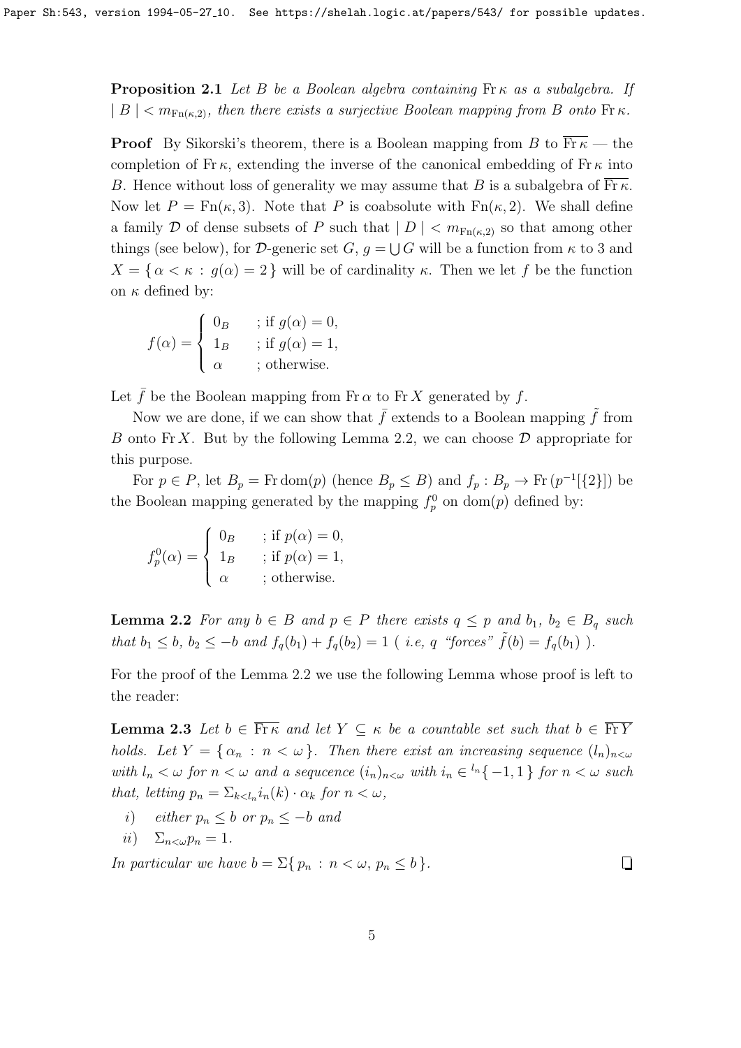**Proposition 2.1** *Let $B$ be a Boolean algebra containing $\mathrm{Fr}\,\kappa$ as a subalgebra. If $|\,B\,| < m_{\mathrm{Fn}(\kappa,2)}$, then there exists a surjective Boolean mapping from $B$ onto $\mathrm{Fr}\,\kappa$.*

**Proof** By Sikorski's theorem, there is a Boolean mapping from $B$ to $\overline{\mathrm{Fr}\,\kappa}$ — the completion of $\mathrm{Fr}\,\kappa$, extending the inverse of the canonical embedding of $\mathrm{Fr}\,\kappa$ into $B$. Hence without loss of generality we may assume that $B$ is a subalgebra of $\overline{\mathrm{Fr}\,\kappa}$. Now let $P = \mathrm{Fn}(\kappa, 3)$. Note that $P$ is coabsolute with $\mathrm{Fn}(\kappa, 2)$. We shall define a family $\mathcal{D}$ of dense subsets of $P$ such that $|\,D\,| < m_{\mathrm{Fn}(\kappa,2)}$ so that among other things (see below), for $\mathcal{D}$-generic set $G$, $g = \bigcup G$ will be a function from $\kappa$ to 3 and $X = \{\,\alpha < \kappa \,:\, g(\alpha) = 2\,\}$ will be of cardinality $\kappa$. Then we let $f$ be the function on $\kappa$ defined by:

$$
f(\alpha) = \begin{cases} 0_B & ; \text{if } g(\alpha) = 0, \\ 1_B & ; \text{if } g(\alpha) = 1, \\ \alpha & ; \text{otherwise.} \end{cases}
$$

Let $\bar{f}$ be the Boolean mapping from $\mathrm{Fr}\,\alpha$ to $\mathrm{Fr}\,X$ generated by $f$.

Now we are done, if we can show that $\bar{f}$ extends to a Boolean mapping $\tilde{f}$ from $B$ onto $\mathrm{Fr}\,X$. But by the following Lemma 2.2, we can choose $\mathcal{D}$ appropriate for this purpose.

For $p \in P$, let $B_p = \mathrm{Fr}\,\mathrm{dom}(p)$ (hence $B_p \leq B$) and $f_p : B_p \to \mathrm{Fr}\,(p^{-1}[\{2\}])$ be the Boolean mapping generated by the mapping $f^0_p$ on $\mathrm{dom}(p)$ defined by:

$$
f^0_p(\alpha) = \begin{cases} 0_B & ; \text{if } p(\alpha) = 0, \\ 1_B & ; \text{if } p(\alpha) = 1, \\ \alpha & ; \text{otherwise.} \end{cases}
$$

**Lemma 2.2** *For any $b \in B$ and $p \in P$ there exists $q \leq p$ and $b_1,\, b_2 \in B_q$ such that $b_1 \leq b$, $b_2 \leq -b$ and $f_q(b_1) + f_q(b_2) = 1$ ( i.e, $q$ "forces" $\tilde{f}(b) = f_q(b_1)$ ).*

For the proof of the Lemma 2.2 we use the following Lemma whose proof is left to the reader:

**Lemma 2.3** *Let $b \in \overline{\mathrm{Fr}\,\kappa}$ and let $Y \subseteq \kappa$ be a countable set such that $b \in \overline{\mathrm{Fr}\,Y}$ holds. Let $Y = \{\,\alpha_n \,:\, n < \omega\,\}$. Then there exist an increasing sequence $(l_n)_{n<\omega}$ with $l_n < \omega$ for $n < \omega$ and a seqcuence $(i_n)_{n<\omega}$ with $i_n \in {}^{l_n}\{\,-1, 1\,\}$ for $n < \omega$ such that, letting $p_n = \Sigma_{k<l_n} i_n(k) \cdot \alpha_k$ for $n < \omega$,*

*i)* *either $p_n \leq b$ or $p_n \leq -b$ and*

*ii)* *$\Sigma_{n<\omega} p_n = 1$.*

*In particular we have $b = \Sigma\{\,p_n \,:\, n < \omega,\, p_n \leq b\,\}$.* ❑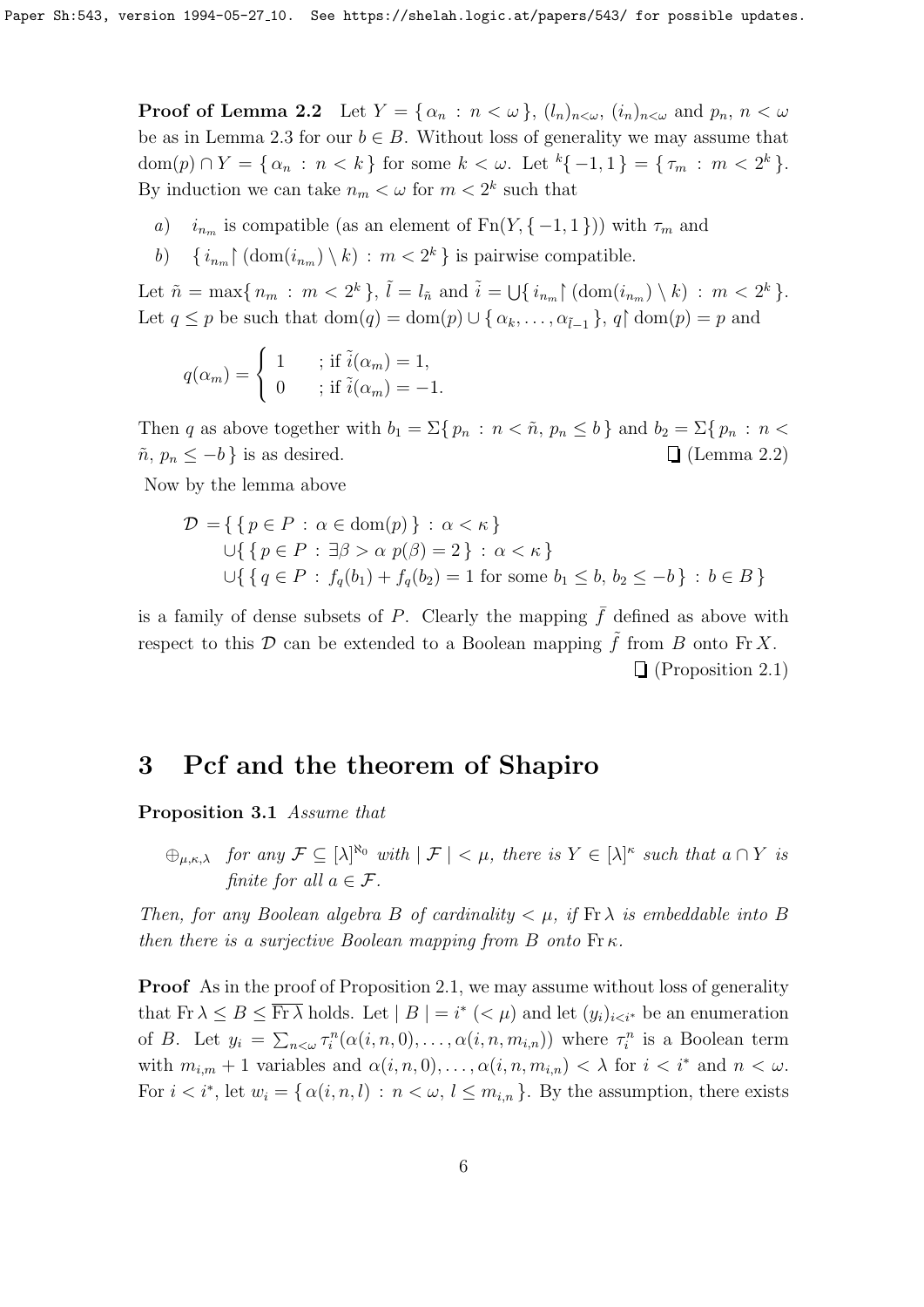**Proof of Lemma 2.2** Let $Y = \{ \alpha_n : n < \omega \}$, $(l_n)_{n<\omega}$, $(i_n)_{n<\omega}$ and $p_n$, $n < \omega$ be as in Lemma 2.3 for our $b \in B$. Without loss of generality we may assume that $\mathrm{dom}(p) \cap Y = \{ \alpha_n : n < k \}$ for some $k < \omega$. Let ${}^{k}\{ -1, 1 \} = \{ \tau_m : m < 2^k \}$. By induction we can take $n_m < \omega$ for $m < 2^k$ such that

*a)* $i_{n_m}$ is compatible (as an element of $\mathrm{Fn}(Y, \{ -1, 1 \})$) with $\tau_m$ and

*b)* $\{ i_{n_m} \restriction (\mathrm{dom}(i_{n_m}) \setminus k) : m < 2^k \}$ is pairwise compatible.

Let $\tilde{n} = \max\{ n_m : m < 2^k \}$, $\tilde{l} = l_{\tilde{n}}$ and $\tilde{i} = \bigcup\{ i_{n_m} \restriction (\mathrm{dom}(i_{n_m}) \setminus k) : m < 2^k \}$. Let $q \leq p$ be such that $\mathrm{dom}(q) = \mathrm{dom}(p) \cup \{ \alpha_k, \ldots, \alpha_{\tilde{l}-1} \}$, $q \restriction \mathrm{dom}(p) = p$ and

$$q(\alpha_m) = \begin{cases} 1 & ; \text{ if } \tilde{i}(\alpha_m) = 1, \\ 0 & ; \text{ if } \tilde{i}(\alpha_m) = -1. \end{cases}$$

Then $q$ as above together with $b_1 = \Sigma\{ p_n : n < \tilde{n},\ p_n \leq b \}$ and $b_2 = \Sigma\{ p_n : n < \tilde{n},\ p_n \leq -b \}$ is as desired. ❑ (Lemma 2.2)

Now by the lemma above

$$\begin{aligned} \mathcal{D} = &\{ \{ p \in P : \alpha \in \mathrm{dom}(p) \} : \alpha < \kappa \} \\ &\cup \{ \{ p \in P : \exists \beta > \alpha\ p(\beta) = 2 \} : \alpha < \kappa \} \\ &\cup \{ \{ q \in P : f_q(b_1) + f_q(b_2) = 1 \text{ for some } b_1 \leq b,\ b_2 \leq -b \} : b \in B \} \end{aligned}$$

is a family of dense subsets of $P$. Clearly the mapping $\bar{f}$ defined as above with respect to this $\mathcal{D}$ can be extended to a Boolean mapping $\tilde{f}$ from $B$ onto $\mathrm{Fr}\, X$. ❑ (Proposition 2.1)

## 3 Pcf and the theorem of Shapiro

**Proposition 3.1** *Assume that*

$\oplus_{\mu,\kappa,\lambda}$ *for any $\mathcal{F} \subseteq [\lambda]^{\aleph_0}$ with $|\mathcal{F}| < \mu$, there is $Y \in [\lambda]^{\kappa}$ such that $a \cap Y$ is finite for all $a \in \mathcal{F}$.*

*Then, for any Boolean algebra $B$ of cardinality $< \mu$, if $\mathrm{Fr}\, \lambda$ is embeddable into $B$ then there is a surjective Boolean mapping from $B$ onto $\mathrm{Fr}\, \kappa$.*

**Proof** As in the proof of Proposition 2.1, we may assume without loss of generality that $\mathrm{Fr}\, \lambda \leq B \leq \overline{\mathrm{Fr}\, \lambda}$ holds. Let $|B| = i^*$ $(< \mu)$ and let $(y_i)_{i<i^*}$ be an enumeration of $B$. Let $y_i = \sum_{n<\omega} \tau_i^n(\alpha(i,n,0), \ldots, \alpha(i,n,m_{i,n}))$ where $\tau_i^n$ is a Boolean term with $m_{i,m} + 1$ variables and $\alpha(i,n,0), \ldots, \alpha(i,n,m_{i,n}) < \lambda$ for $i < i^*$ and $n < \omega$. For $i < i^*$, let $w_i = \{ \alpha(i,n,l) : n < \omega,\ l \leq m_{i,n} \}$. By the assumption, there exists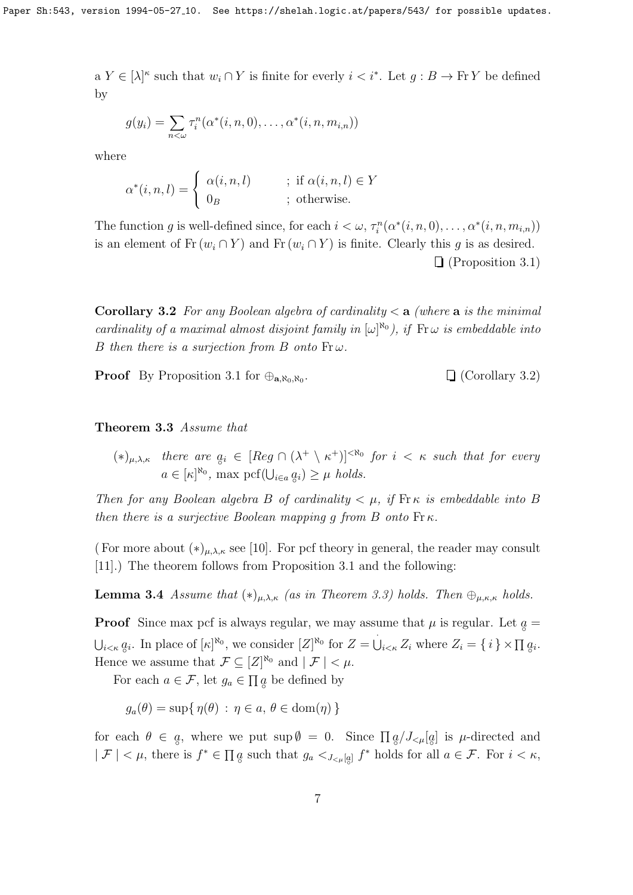a $Y \in [\lambda]^\kappa$ such that $w_i \cap Y$ is finite for everly $i < i^*$. Let $g : B \to \mathrm{Fr}\, Y$ be defined by

$$g(y_i) = \sum_{n<\omega} \tau_i^n(\alpha^*(i,n,0), \ldots, \alpha^*(i,n,m_{i,n}))$$

where

$$\alpha^*(i,n,l) = \begin{cases} \alpha(i,n,l) & ;\text{ if } \alpha(i,n,l) \in Y \\ 0_B & ;\text{ otherwise.} \end{cases}$$

The function $g$ is well-defined since, for each $i < \omega$, $\tau_i^n(\alpha^*(i,n,0), \ldots, \alpha^*(i,n,m_{i,n}))$ is an element of $\mathrm{Fr}\,(w_i \cap Y)$ and $\mathrm{Fr}\,(w_i \cap Y)$ is finite. Clearly this $g$ is as desired.

❑ (Proposition 3.1)

**Corollary 3.2** *For any Boolean algebra of cardinality $< \mathbf{a}$ (where $\mathbf{a}$ is the minimal cardinality of a maximal almost disjoint family in $[\omega]^{\aleph_0}$), if $\mathrm{Fr}\,\omega$ is embeddable into $B$ then there is a surjection from $B$ onto $\mathrm{Fr}\,\omega$.*

**Proof** By Proposition 3.1 for $\oplus_{\mathbf{a},\aleph_0,\aleph_0}$. ❑ (Corollary 3.2)

**Theorem 3.3** *Assume that*

$(*)_{\mu,\lambda,\kappa}$ *there are $\underset{\circ}{a}_i \in [Reg \cap (\lambda^+ \setminus \kappa^+)]^{<\aleph_0}$ for $i < \kappa$ such that for every $a \in [\kappa]^{\aleph_0}$, $\max \mathrm{pcf}(\bigcup_{i \in a} \underset{\circ}{a}_i) \geq \mu$ holds.*

*Then for any Boolean algebra $B$ of cardinality $< \mu$, if $\mathrm{Fr}\,\kappa$ is embeddable into $B$ then there is a surjective Boolean mapping $g$ from $B$ onto $\mathrm{Fr}\,\kappa$.*

(For more about $(*)_{\mu,\lambda,\kappa}$ see [10]. For pcf theory in general, the reader may consult [11].) The theorem follows from Proposition 3.1 and the following:

**Lemma 3.4** *Assume that $(*)_{\mu,\lambda,\kappa}$ (as in Theorem 3.3) holds. Then $\oplus_{\mu,\kappa,\kappa}$ holds.*

**Proof** Since max pcf is always regular, we may assume that $\mu$ is regular. Let $\underset{\circ}{a} = \bigcup_{i<\kappa} \underset{\circ}{a}_i$. In place of $[\kappa]^{\aleph_0}$, we consider $[Z]^{\aleph_0}$ for $Z = \dot{\bigcup}_{i<\kappa} Z_i$ where $Z_i = \{i\} \times \prod \underset{\circ}{a}_i$. Hence we assume that $\mathcal{F} \subseteq [Z]^{\aleph_0}$ and $|\mathcal{F}| < \mu$.

For each $a \in \mathcal{F}$, let $g_a \in \prod \underset{\circ}{a}$ be defined by

$$g_a(\theta) = \sup\{\, \eta(\theta) \,:\, \eta \in a,\ \theta \in \mathrm{dom}(\eta) \,\}$$

for each $\theta \in \underset{\circ}{a}$, where we put $\sup \emptyset = 0$. Since $\prod \underset{\circ}{a} / J_{<\mu}[\underset{\circ}{a}]$ is $\mu$-directed and $|\mathcal{F}| < \mu$, there is $f^* \in \prod \underset{\circ}{a}$ such that $g_a <_{J_{<\mu}[\underset{\circ}{a}]} f^*$ holds for all $a \in \mathcal{F}$. For $i < \kappa$,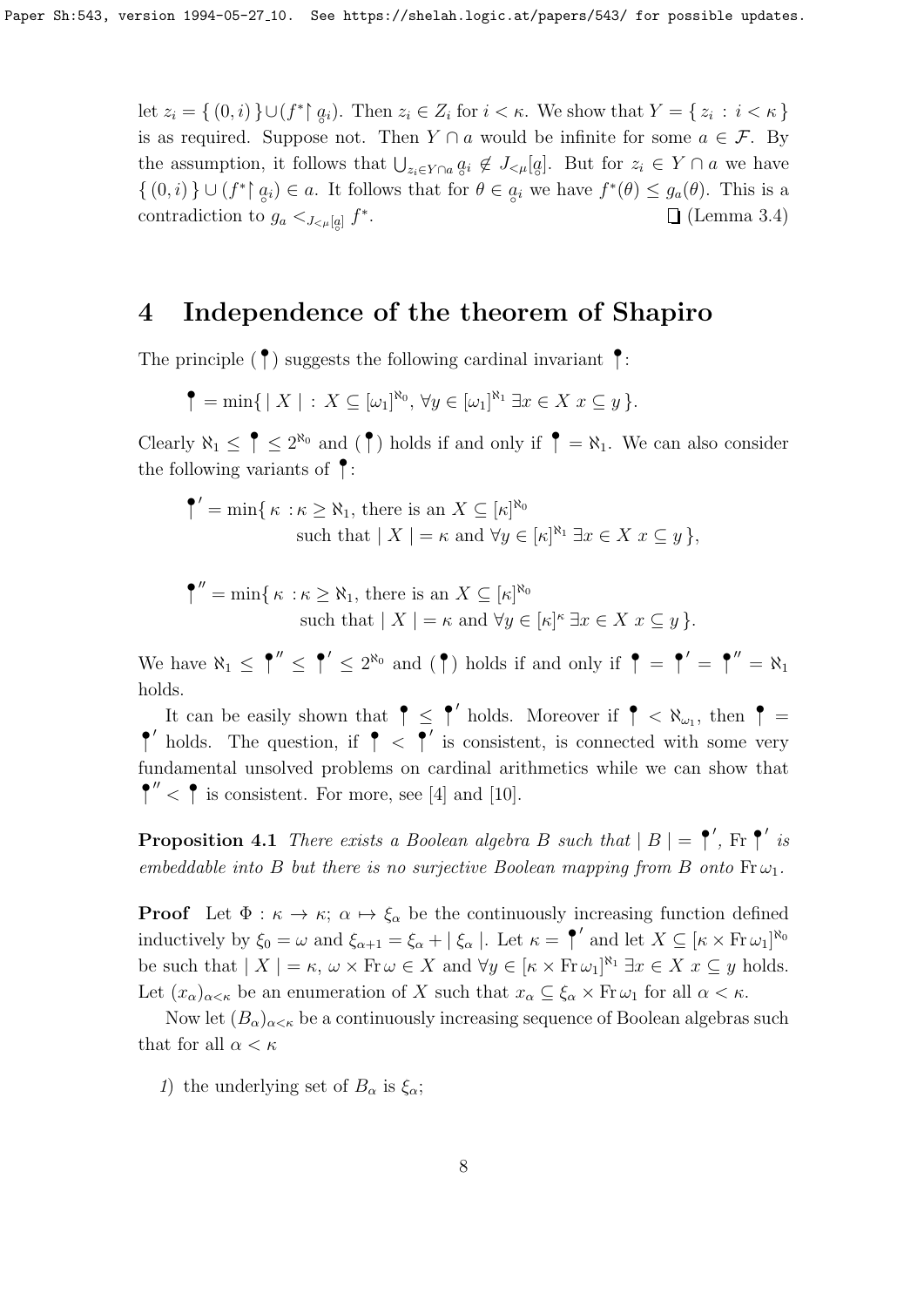let $z_i = \{ (0, i) \} \cup (f^* \restriction \underset{\circ}{a}_i)$. Then $z_i \in Z_i$ for $i < \kappa$. We show that $Y = \{ z_i : i < \kappa \}$ is as required. Suppose not. Then $Y \cap a$ would be infinite for some $a \in \mathcal{F}$. By the assumption, it follows that $\bigcup_{z_i \in Y \cap a} \underset{\circ}{a}_i \notin J_{<\mu}[\underset{\circ}{a}]$. But for $z_i \in Y \cap a$ we have $\{ (0, i) \} \cup (f^* \restriction \underset{\circ}{a}_i) \in a$. It follows that for $\theta \in \underset{\circ}{a}_i$ we have $f^*(\theta) \leq g_a(\theta)$. This is a contradiction to $g_a <_{J_{<\mu}[\underset{\circ}{a}]} f^*$. $\square$ (Lemma 3.4)

# 4 Independence of the theorem of Shapiro

The principle ($\stick$) suggests the following cardinal invariant $\stick$:

$$\stick = \min\{ \mid X \mid \; : \; X \subseteq [\omega_1]^{\aleph_0}, \; \forall y \in [\omega_1]^{\aleph_1} \; \exists x \in X \; x \subseteq y \}.$$

Clearly $\aleph_1 \leq \stick \leq 2^{\aleph_0}$ and ($\stick$) holds if and only if $\stick = \aleph_1$. We can also consider the following variants of $\stick$:

$$\stick' = \min\{ \kappa \; : \kappa \geq \aleph_1, \text{ there is an } X \subseteq [\kappa]^{\aleph_0} \text{ such that } \mid X \mid = \kappa \text{ and } \forall y \in [\kappa]^{\aleph_1} \; \exists x \in X \; x \subseteq y \},$$

$$\stick'' = \min\{ \kappa \; : \kappa \geq \aleph_1, \text{ there is an } X \subseteq [\kappa]^{\aleph_0} \text{ such that } \mid X \mid = \kappa \text{ and } \forall y \in [\kappa]^{\kappa} \; \exists x \in X \; x \subseteq y \}.$$

We have $\aleph_1 \leq \stick'' \leq \stick' \leq 2^{\aleph_0}$ and ($\stick$) holds if and only if $\stick = \stick' = \stick'' = \aleph_1$ holds.

It can be easily shown that $\stick \leq \stick'$ holds. Moreover if $\stick < \aleph_{\omega_1}$, then $\stick = \stick'$ holds. The question, if $\stick < \stick'$ is consistent, is connected with some very fundamental unsolved problems on cardinal arithmetics while we can show that $\stick'' < \stick$ is consistent. For more, see [4] and [10].

**Proposition 4.1** *There exists a Boolean algebra $B$ such that $\mid B \mid = \stick'$, $\mathrm{Fr}\,\stick'$ is embeddable into $B$ but there is no surjective Boolean mapping from $B$ onto $\mathrm{Fr}\,\omega_1$.*

**Proof** Let $\Phi : \kappa \to \kappa$; $\alpha \mapsto \xi_\alpha$ be the continuously increasing function defined inductively by $\xi_0 = \omega$ and $\xi_{\alpha+1} = \xi_\alpha + \mid \xi_\alpha \mid$. Let $\kappa = \stick'$ and let $X \subseteq [\kappa \times \mathrm{Fr}\,\omega_1]^{\aleph_0}$ be such that $\mid X \mid = \kappa$, $\omega \times \mathrm{Fr}\,\omega \in X$ and $\forall y \in [\kappa \times \mathrm{Fr}\,\omega_1]^{\aleph_1} \; \exists x \in X \; x \subseteq y$ holds. Let $(x_\alpha)_{\alpha<\kappa}$ be an enumeration of $X$ such that $x_\alpha \subseteq \xi_\alpha \times \mathrm{Fr}\,\omega_1$ for all $\alpha < \kappa$.

Now let $(B_\alpha)_{\alpha<\kappa}$ be a continuously increasing sequence of Boolean algebras such that for all $\alpha < \kappa$

*1*) the underlying set of $B_\alpha$ is $\xi_\alpha$;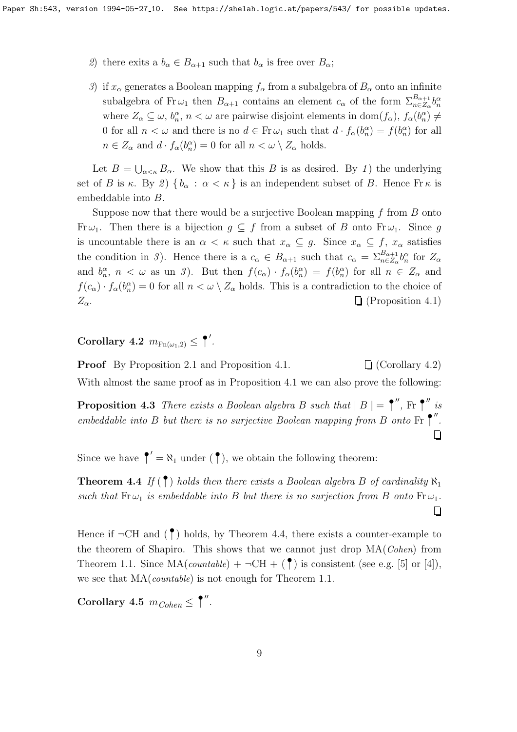2) there exits a $b_\alpha \in B_{\alpha+1}$ such that $b_\alpha$ is free over $B_\alpha$;

3) if $x_\alpha$ generates a Boolean mapping $f_\alpha$ from a subalgebra of $B_\alpha$ onto an infinite subalgebra of $\operatorname{Fr}\omega_1$ then $B_{\alpha+1}$ contains an element $c_\alpha$ of the form $\Sigma^{B_{\alpha+1}}_{n\in Z_\alpha} b^\alpha_n$ where $Z_\alpha \subseteq \omega$, $b^\alpha_n$, $n < \omega$ are pairwise disjoint elements in $\operatorname{dom}(f_\alpha)$, $f_\alpha(b^\alpha_n) \neq 0$ for all $n < \omega$ and there is no $d \in \operatorname{Fr}\omega_1$ such that $d \cdot f_\alpha(b^\alpha_n) = f(b^\alpha_n)$ for all $n \in Z_\alpha$ and $d \cdot f_\alpha(b^\alpha_n) = 0$ for all $n < \omega \setminus Z_\alpha$ holds.

Let $B = \bigcup_{\alpha<\kappa} B_\alpha$. We show that this $B$ is as desired. By *1*) the underlying set of $B$ is $\kappa$. By *2*) $\{\, b_\alpha : \alpha < \kappa \,\}$ is an independent subset of $B$. Hence $\operatorname{Fr}\kappa$ is embeddable into $B$.

Suppose now that there would be a surjective Boolean mapping $f$ from $B$ onto $\operatorname{Fr}\omega_1$. Then there is a bijection $g \subseteq f$ from a subset of $B$ onto $\operatorname{Fr}\omega_1$. Since $g$ is uncountable there is an $\alpha < \kappa$ such that $x_\alpha \subseteq g$. Since $x_\alpha \subseteq f$, $x_\alpha$ satisfies the condition in *3*). Hence there is a $c_\alpha \in B_{\alpha+1}$ such that $c_\alpha = \Sigma^{B_{\alpha+1}}_{n\in Z_\alpha} b^\alpha_n$ for $Z_\alpha$ and $b^\alpha_n$, $n < \omega$ as un *3*). But then $f(c_\alpha) \cdot f_\alpha(b^\alpha_n) = f(b^\alpha_n)$ for all $n \in Z_\alpha$ and $f(c_\alpha) \cdot f_\alpha(b^\alpha_n) = 0$ for all $n < \omega \setminus Z_\alpha$ holds. This is a contradiction to the choice of $Z_\alpha$. □ (Proposition 4.1)

**Corollary 4.2** $m_{\operatorname{Fn}(\omega_1,2)} \leq \stick'$.

**Proof** By Proposition 2.1 and Proposition 4.1. □ (Corollary 4.2)

With almost the same proof as in Proposition 4.1 we can also prove the following:

**Proposition 4.3** *There exists a Boolean algebra $B$ such that $|\,B\,| = \stick''$, $\operatorname{Fr}\stick''$ is embeddable into $B$ but there is no surjective Boolean mapping from $B$ onto $\operatorname{Fr}\stick''$.* □

Since we have $\stick' = \aleph_1$ under $(\stick)$, we obtain the following theorem:

**Theorem 4.4** *If $(\stick)$ holds then there exists a Boolean algebra $B$ of cardinality $\aleph_1$ such that $\operatorname{Fr}\omega_1$ is embeddable into $B$ but there is no surjection from $B$ onto $\operatorname{Fr}\omega_1$.* □

Hence if $\neg$CH and $(\stick)$ holds, by Theorem 4.4, there exists a counter-example to the theorem of Shapiro. This shows that we cannot just drop MA(*Cohen*) from Theorem 1.1. Since MA(*countable*) + $\neg$CH + $(\stick)$ is consistent (see e.g. [5] or [4]), we see that MA(*countable*) is not enough for Theorem 1.1.

**Corollary 4.5** $m_{\mathit{Cohen}} \leq \stick''$.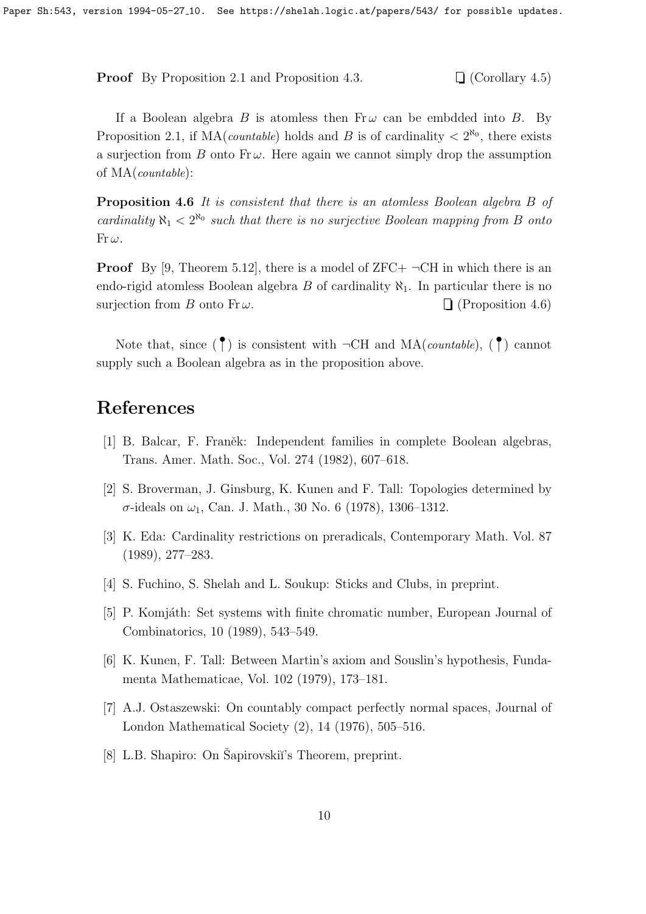**Proof** By Proposition 2.1 and Proposition 4.3. ❑ (Corollary 4.5)

If a Boolean algebra $B$ is atomless then $\mathrm{Fr}\,\omega$ can be embdded into $B$. By Proposition 2.1, if MA(*countable*) holds and $B$ is of cardinality $< 2^{\aleph_0}$, there exists a surjection from $B$ onto $\mathrm{Fr}\,\omega$. Here again we cannot simply drop the assumption of MA(*countable*):

**Proposition 4.6** *It is consistent that there is an atomless Boolean algebra $B$ of cardinality $\aleph_1 < 2^{\aleph_0}$ such that there is no surjective Boolean mapping from $B$ onto $\mathrm{Fr}\,\omega$.*

**Proof** By [9, Theorem 5.12], there is a model of ZFC+ $\neg$CH in which there is an endo-rigid atomless Boolean algebra $B$ of cardinality $\aleph_1$. In particular there is no surjection from $B$ onto $\mathrm{Fr}\,\omega$. ❑ (Proposition 4.6)

Note that, since (⫯) is consistent with $\neg$CH and MA(*countable*), (⫯) cannot supply such a Boolean algebra as in the proposition above.

# References

[1] B. Balcar, F. Franěk: Independent families in complete Boolean algebras, Trans. Amer. Math. Soc., Vol. 274 (1982), 607–618.

[2] S. Broverman, J. Ginsburg, K. Kunen and F. Tall: Topologies determined by $\sigma$-ideals on $\omega_1$, Can. J. Math., 30 No. 6 (1978), 1306–1312.

[3] K. Eda: Cardinality restrictions on preradicals, Contemporary Math. Vol. 87 (1989), 277–283.

[4] S. Fuchino, S. Shelah and L. Soukup: Sticks and Clubs, in preprint.

[5] P. Komjáth: Set systems with finite chromatic number, European Journal of Combinatorics, 10 (1989), 543–549.

[6] K. Kunen, F. Tall: Between Martin's axiom and Souslin's hypothesis, Fundamenta Mathematicae, Vol. 102 (1979), 173–181.

[7] A.J. Ostaszewski: On countably compact perfectly normal spaces, Journal of London Mathematical Society (2), 14 (1976), 505–516.

[8] L.B. Shapiro: On Šapirovskiĭ's Theorem, preprint.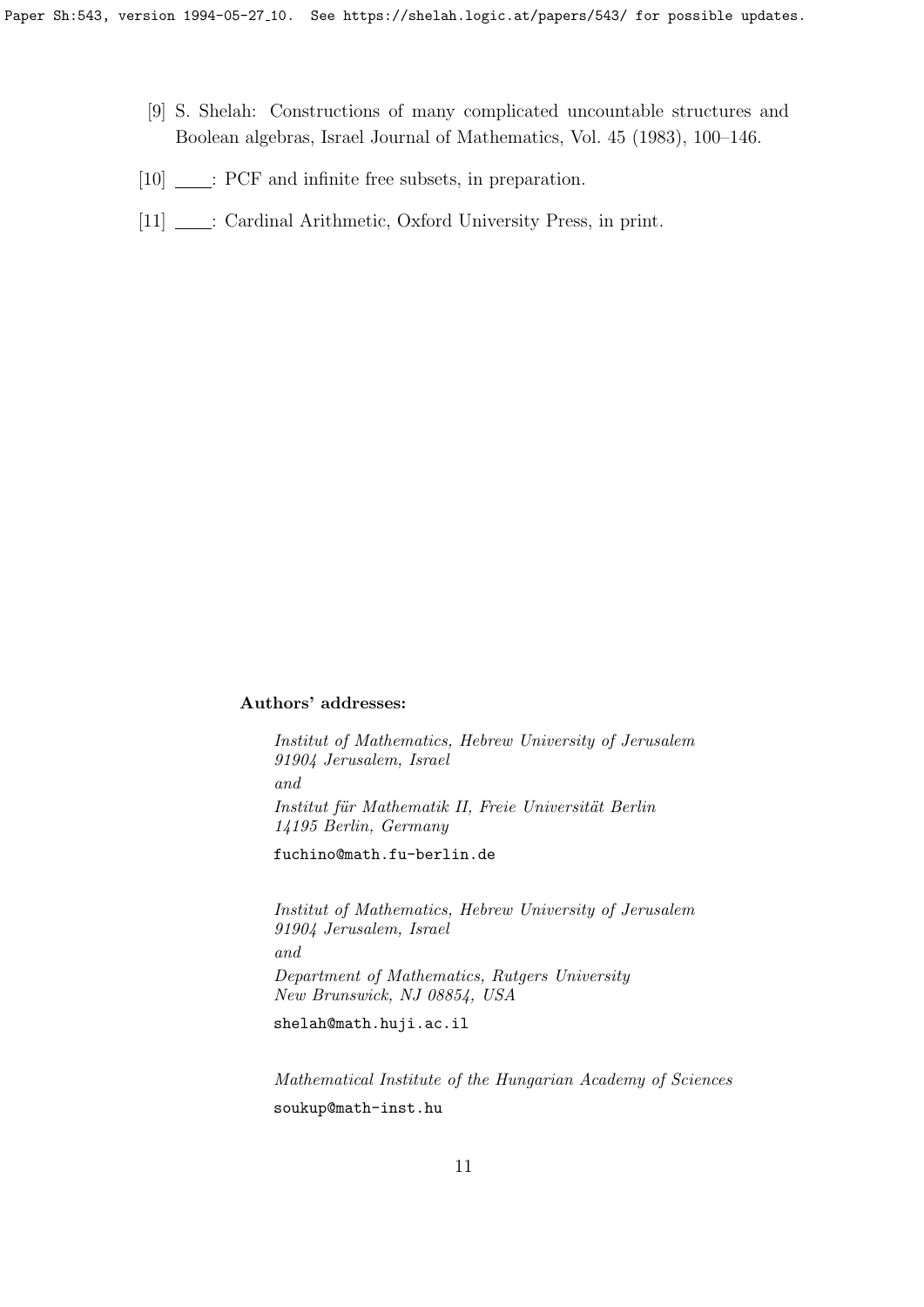[9] S. Shelah: Constructions of many complicated uncountable structures and Boolean algebras, Israel Journal of Mathematics, Vol. 45 (1983), 100–146.

[10] ____: PCF and infinite free subsets, in preparation.

[11] ____: Cardinal Arithmetic, Oxford University Press, in print.

**Authors' addresses:**

*Institut of Mathematics, Hebrew University of Jerusalem*
*91904 Jerusalem, Israel*
*and*
*Institut für Mathematik II, Freie Universität Berlin*
*14195 Berlin, Germany*

fuchino@math.fu-berlin.de

*Institut of Mathematics, Hebrew University of Jerusalem*
*91904 Jerusalem, Israel*
*and*
*Department of Mathematics, Rutgers University*
*New Brunswick, NJ 08854, USA*

shelah@math.huji.ac.il

*Mathematical Institute of the Hungarian Academy of Sciences*

soukup@math-inst.hu